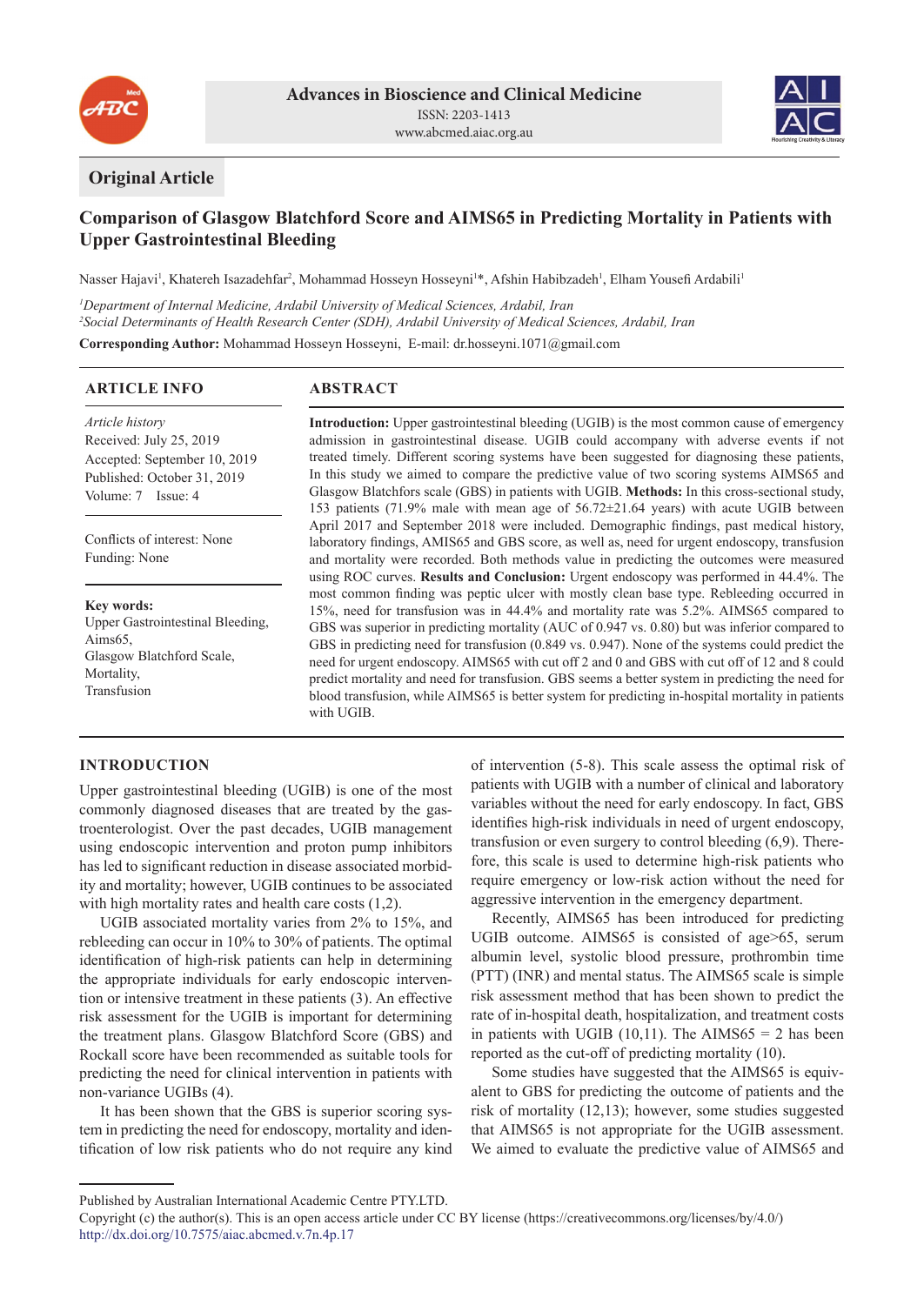Original Article

# Comparison of Glasgow Blatchford Score and AIMS65 in Predicting Mortality in Patients with Upper Gastrointestinal Bleeding

Nasser Hajavi[1], Khatereh Isazadehfar[2], Mohammad Hosseyn Hosseyni[1]*, Afshin Habibzadeh[1], Elham Yousefi Ardabili[1]

[1]*Department of Internal Medicine, Ardabil University of Medical Sciences, Ardabil, Iran*
[2]*Social Determinants of Health Research Center (SDH), Ardabil University of Medical Sciences, Ardabil, Iran*

**Corresponding Author:** Mohammad Hosseyn Hosseyni, E-mail: dr.hosseyni.1071@gmail.com

## ARTICLE INFO

*Article history*
Received: July 25, 2019
Accepted: September 10, 2019
Published: October 31, 2019
Volume: 7 Issue: 4

Conflicts of interest: None
Funding: None

**Key words:**
Upper Gastrointestinal Bleeding,
Aims65,
Glasgow Blatchford Scale,
Mortality,
Transfusion

## ABSTRACT

**Introduction:** Upper gastrointestinal bleeding (UGIB) is the most common cause of emergency admission in gastrointestinal disease. UGIB could accompany with adverse events if not treated timely. Different scoring systems have been suggested for diagnosing these patients, In this study we aimed to compare the predictive value of two scoring systems AIMS65 and Glasgow Blatchfors scale (GBS) in patients with UGIB. **Methods:** In this cross-sectional study, 153 patients (71.9% male with mean age of 56.72±21.64 years) with acute UGIB between April 2017 and September 2018 were included. Demographic findings, past medical history, laboratory findings, AMIS65 and GBS score, as well as, need for urgent endoscopy, transfusion and mortality were recorded. Both methods value in predicting the outcomes were measured using ROC curves. **Results and Conclusion:** Urgent endoscopy was performed in 44.4%. The most common finding was peptic ulcer with mostly clean base type. Rebleeding occurred in 15%, need for transfusion was in 44.4% and mortality rate was 5.2%. AIMS65 compared to GBS was superior in predicting mortality (AUC of 0.947 vs. 0.80) but was inferior compared to GBS in predicting need for transfusion (0.849 vs. 0.947). None of the systems could predict the need for urgent endoscopy. AIMS65 with cut off 2 and 0 and GBS with cut off of 12 and 8 could predict mortality and need for transfusion. GBS seems a better system in predicting the need for blood transfusion, while AIMS65 is better system for predicting in-hospital mortality in patients with UGIB.

## INTRODUCTION

Upper gastrointestinal bleeding (UGIB) is one of the most commonly diagnosed diseases that are treated by the gastroenterologist. Over the past decades, UGIB management using endoscopic intervention and proton pump inhibitors has led to significant reduction in disease associated morbidity and mortality; however, UGIB continues to be associated with high mortality rates and health care costs (1,2).

UGIB associated mortality varies from 2% to 15%, and rebleeding can occur in 10% to 30% of patients. The optimal identification of high-risk patients can help in determining the appropriate individuals for early endoscopic intervention or intensive treatment in these patients (3). An effective risk assessment for the UGIB is important for determining the treatment plans. Glasgow Blatchford Score (GBS) and Rockall score have been recommended as suitable tools for predicting the need for clinical intervention in patients with non-variance UGIBs (4).

It has been shown that the GBS is superior scoring system in predicting the need for endoscopy, mortality and identification of low risk patients who do not require any kind of intervention (5-8). This scale assess the optimal risk of patients with UGIB with a number of clinical and laboratory variables without the need for early endoscopy. In fact, GBS identifies high-risk individuals in need of urgent endoscopy, transfusion or even surgery to control bleeding (6,9). Therefore, this scale is used to determine high-risk patients who require emergency or low-risk action without the need for aggressive intervention in the emergency department.

Recently, AIMS65 has been introduced for predicting UGIB outcome. AIMS65 is consisted of age>65, serum albumin level, systolic blood pressure, prothrombin time (PTT) (INR) and mental status. The AIMS65 scale is simple risk assessment method that has been shown to predict the rate of in-hospital death, hospitalization, and treatment costs in patients with UGIB (10,11). The AIMS65 = 2 has been reported as the cut-off of predicting mortality (10).

Some studies have suggested that the AIMS65 is equivalent to GBS for predicting the outcome of patients and the risk of mortality (12,13); however, some studies suggested that AIMS65 is not appropriate for the UGIB assessment. We aimed to evaluate the predictive value of AIMS65 and

Published by Australian International Academic Centre PTY.LTD.
Copyright (c) the author(s). This is an open access article under CC BY license (https://creativecommons.org/licenses/by/4.0/)
http://dx.doi.org/10.7575/aiac.abcmed.v.7n.4p.17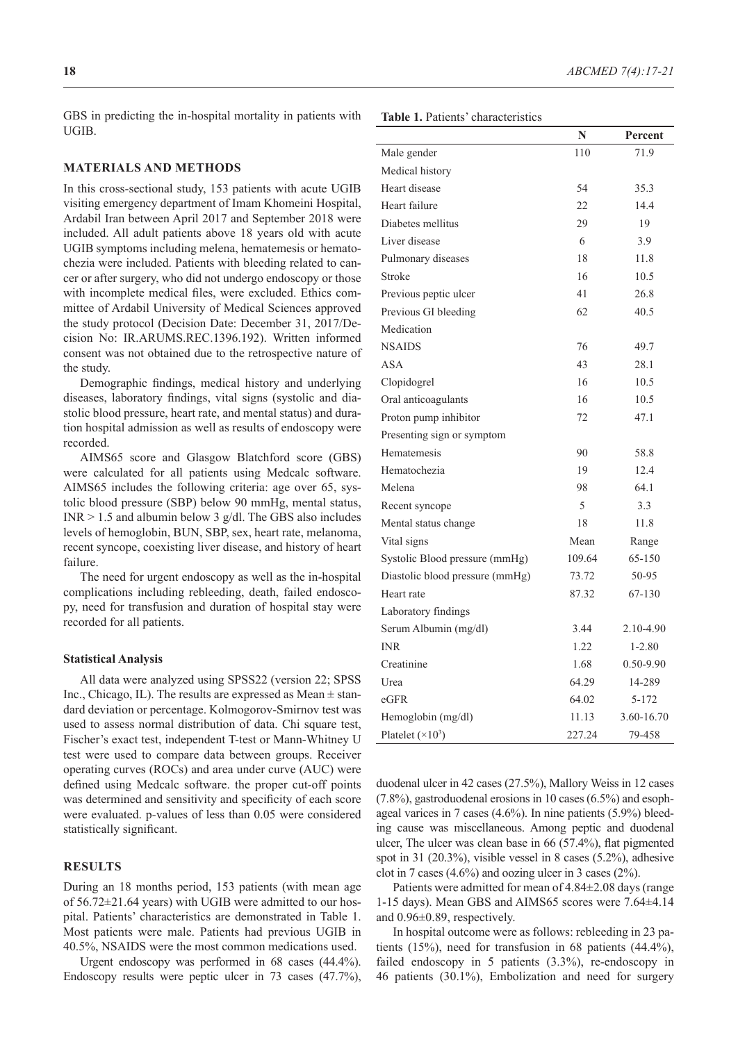GBS in predicting the in-hospital mortality in patients with UGIB.

## MATERIALS AND METHODS

In this cross-sectional study, 153 patients with acute UGIB visiting emergency department of Imam Khomeini Hospital, Ardabil Iran between April 2017 and September 2018 were included. All adult patients above 18 years old with acute UGIB symptoms including melena, hematemesis or hematochezia were included. Patients with bleeding related to cancer or after surgery, who did not undergo endoscopy or those with incomplete medical files, were excluded. Ethics committee of Ardabil University of Medical Sciences approved the study protocol (Decision Date: December 31, 2017/Decision No: IR.ARUMS.REC.1396.192). Written informed consent was not obtained due to the retrospective nature of the study.

Demographic findings, medical history and underlying diseases, laboratory findings, vital signs (systolic and diastolic blood pressure, heart rate, and mental status) and duration hospital admission as well as results of endoscopy were recorded.

AIMS65 score and Glasgow Blatchford score (GBS) were calculated for all patients using Medcalc software. AIMS65 includes the following criteria: age over 65, systolic blood pressure (SBP) below 90 mmHg, mental status, INR > 1.5 and albumin below 3 g/dl. The GBS also includes levels of hemoglobin, BUN, SBP, sex, heart rate, melanoma, recent syncope, coexisting liver disease, and history of heart failure.

The need for urgent endoscopy as well as the in-hospital complications including rebleeding, death, failed endoscopy, need for transfusion and duration of hospital stay were recorded for all patients.

### Statistical Analysis

All data were analyzed using SPSS22 (version 22; SPSS Inc., Chicago, IL). The results are expressed as Mean ± standard deviation or percentage. Kolmogorov-Smirnov test was used to assess normal distribution of data. Chi square test, Fischer's exact test, independent T-test or Mann-Whitney U test were used to compare data between groups. Receiver operating curves (ROCs) and area under curve (AUC) were defined using Medcalc software. the proper cut-off points was determined and sensitivity and specificity of each score were evaluated. p-values of less than 0.05 were considered statistically significant.

## RESULTS

During an 18 months period, 153 patients (with mean age of 56.72±21.64 years) with UGIB were admitted to our hospital. Patients' characteristics are demonstrated in Table 1. Most patients were male. Patients had previous UGIB in 40.5%, NSAIDS were the most common medications used.

**Table 1.** Patients' characteristics

| | N | Percent |
|---|---|---|
| Male gender | 110 | 71.9 |
| Medical history | | |
| Heart disease | 54 | 35.3 |
| Heart failure | 22 | 14.4 |
| Diabetes mellitus | 29 | 19 |
| Liver disease | 6 | 3.9 |
| Pulmonary diseases | 18 | 11.8 |
| Stroke | 16 | 10.5 |
| Previous peptic ulcer | 41 | 26.8 |
| Previous GI bleeding | 62 | 40.5 |
| Medication | | |
| NSAIDS | 76 | 49.7 |
| ASA | 43 | 28.1 |
| Clopidogrel | 16 | 10.5 |
| Oral anticoagulants | 16 | 10.5 |
| Proton pump inhibitor | 72 | 47.1 |
| Presenting sign or symptom | | |
| Hematemesis | 90 | 58.8 |
| Hematochezia | 19 | 12.4 |
| Melena | 98 | 64.1 |
| Recent syncope | 5 | 3.3 |
| Mental status change | 18 | 11.8 |
| Vital signs | Mean | Range |
| Systolic Blood pressure (mmHg) | 109.64 | 65-150 |
| Diastolic blood pressure (mmHg) | 73.72 | 50-95 |
| Heart rate | 87.32 | 67-130 |
| Laboratory findings | | |
| Serum Albumin (mg/dl) | 3.44 | 2.10-4.90 |
| INR | 1.22 | 1-2.80 |
| Creatinine | 1.68 | 0.50-9.90 |
| Urea | 64.29 | 14-289 |
| eGFR | 64.02 | 5-172 |
| Hemoglobin (mg/dl) | 11.13 | 3.60-16.70 |
| Platelet ($\times 10^3$) | 227.24 | 79-458 |

Urgent endoscopy was performed in 68 cases (44.4%). Endoscopy results were peptic ulcer in 73 cases (47.7%), duodenal ulcer in 42 cases (27.5%), Mallory Weiss in 12 cases (7.8%), gastroduodenal erosions in 10 cases (6.5%) and esophageal varices in 7 cases (4.6%). In nine patients (5.9%) bleeding cause was miscellaneous. Among peptic and duodenal ulcer, The ulcer was clean base in 66 (57.4%), flat pigmented spot in 31 (20.3%), visible vessel in 8 cases (5.2%), adhesive clot in 7 cases (4.6%) and oozing ulcer in 3 cases (2%).

Patients were admitted for mean of 4.84±2.08 days (range 1-15 days). Mean GBS and AIMS65 scores were 7.64±4.14 and 0.96±0.89, respectively.

In hospital outcome were as follows: rebleeding in 23 patients (15%), need for transfusion in 68 patients (44.4%), failed endoscopy in 5 patients (3.3%), re-endoscopy in 46 patients (30.1%), Embolization and need for surgery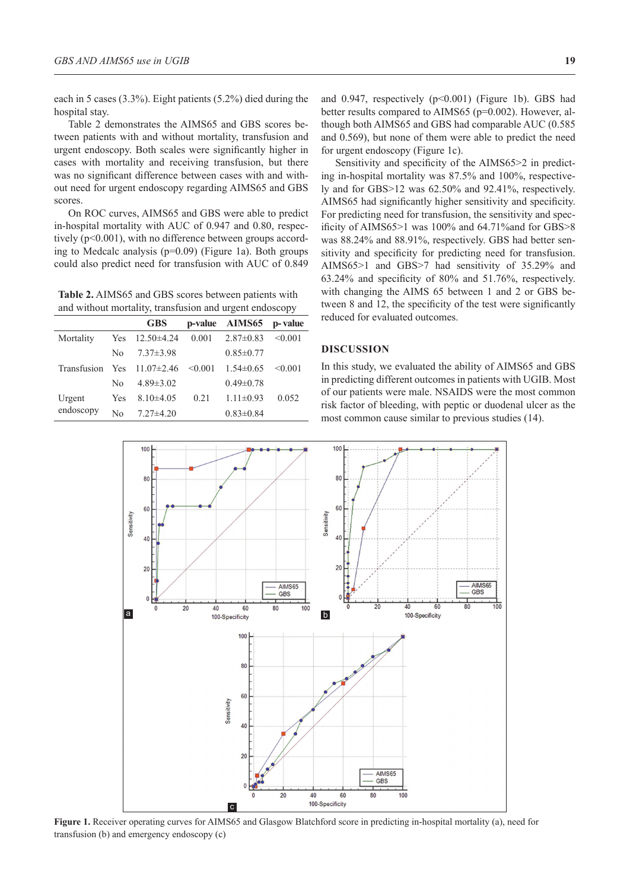each in 5 cases (3.3%). Eight patients (5.2%) died during the hospital stay.

Table 2 demonstrates the AIMS65 and GBS scores between patients with and without mortality, transfusion and urgent endoscopy. Both scales were significantly higher in cases with mortality and receiving transfusion, but there was no significant difference between cases with and without need for urgent endoscopy regarding AIMS65 and GBS scores.

On ROC curves, AIMS65 and GBS were able to predict in-hospital mortality with AUC of 0.947 and 0.80, respectively (p<0.001), with no difference between groups according to Medcalc analysis (p=0.09) (Figure 1a). Both groups could also predict need for transfusion with AUC of 0.849 and 0.947, respectively (p<0.001) (Figure 1b). GBS had better results compared to AIMS65 (p=0.002). However, although both AIMS65 and GBS had comparable AUC (0.585 and 0.569), but none of them were able to predict the need for urgent endoscopy (Figure 1c).

**Table 2.** AIMS65 and GBS scores between patients with and without mortality, transfusion and urgent endoscopy

| | | GBS | p-value | AIMS65 | p- value |
|---|---|---|---|---|---|
| Mortality | Yes | 12.50±4.24 | 0.001 | 2.87±0.83 | <0.001 |
| | No | 7.37±3.98 | | 0.85±0.77 | |
| Transfusion | Yes | 11.07±2.46 | <0.001 | 1.54±0.65 | <0.001 |
| | No | 4.89±3.02 | | 0.49±0.78 | |
| Urgent endoscopy | Yes | 8.10±4.05 | 0.21 | 1.11±0.93 | 0.052 |
| | No | 7.27±4.20 | | 0.83±0.84 | |

Sensitivity and specificity of the AIMS65>2 in predicting in-hospital mortality was 87.5% and 100%, respectively and for GBS>12 was 62.50% and 92.41%, respectively. AIMS65 had significantly higher sensitivity and specificity. For predicting need for transfusion, the sensitivity and specificity of AIMS65>1 was 100% and 64.71%and for GBS>8 was 88.24% and 88.91%, respectively. GBS had better sensitivity and specificity for predicting need for transfusion. AIMS65>1 and GBS>7 had sensitivity of 35.29% and 63.24% and specificity of 80% and 51.76%, respectively. with changing the AIMS 65 between 1 and 2 or GBS between 8 and 12, the specificity of the test were significantly reduced for evaluated outcomes.

## DISCUSSION

In this study, we evaluated the ability of AIMS65 and GBS in predicting different outcomes in patients with UGIB. Most of our patients were male. NSAIDS were the most common risk factor of bleeding, with peptic or duodenal ulcer as the most common cause similar to previous studies (14).

**Figure 1.** Receiver operating curves for AIMS65 and Glasgow Blatchford score in predicting in-hospital mortality (a), need for transfusion (b) and emergency endoscopy (c)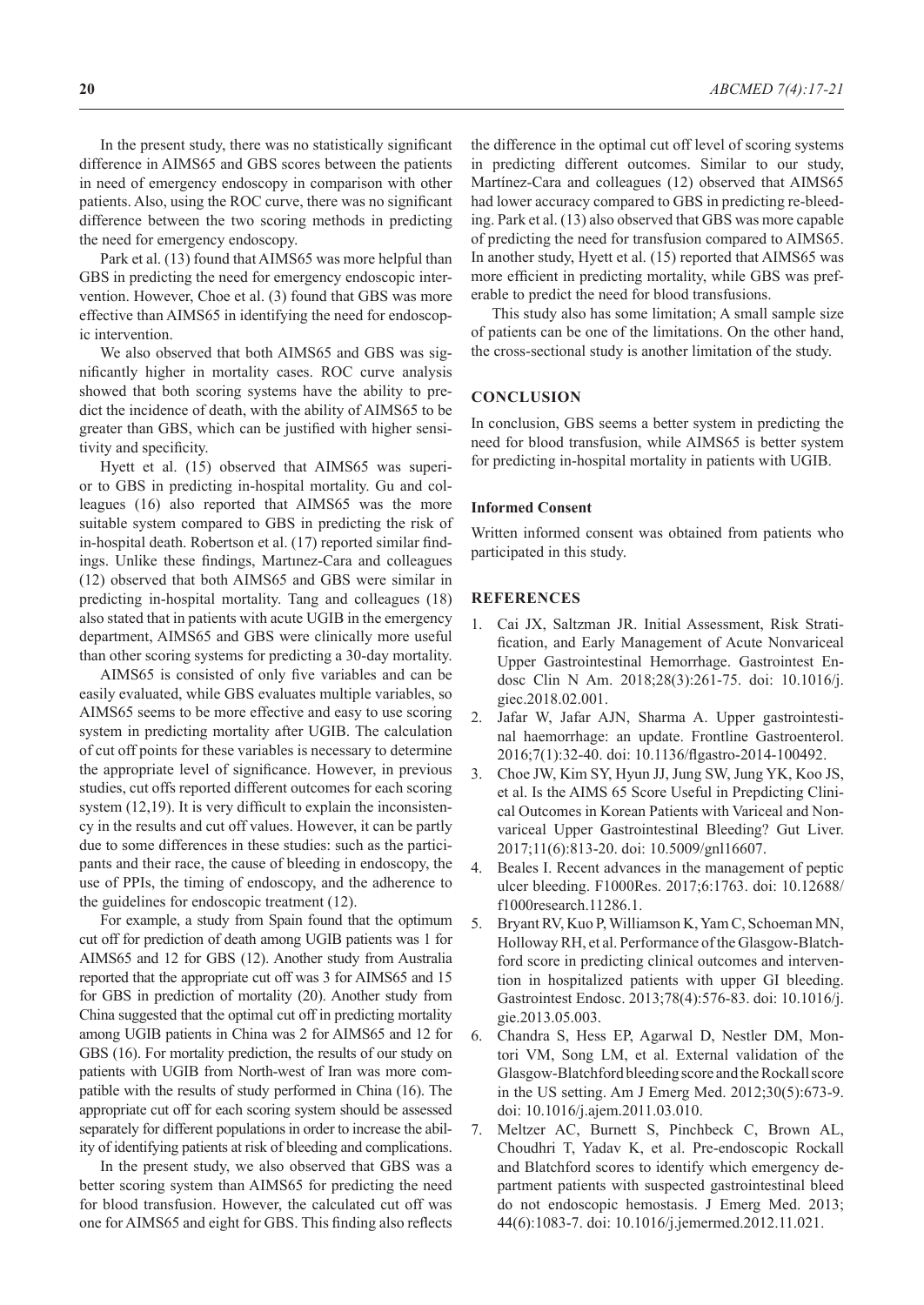In the present study, there was no statistically significant difference in AIMS65 and GBS scores between the patients in need of emergency endoscopy in comparison with other patients. Also, using the ROC curve, there was no significant difference between the two scoring methods in predicting the need for emergency endoscopy.

Park et al. (13) found that AIMS65 was more helpful than GBS in predicting the need for emergency endoscopic intervention. However, Choe et al. (3) found that GBS was more effective than AIMS65 in identifying the need for endoscopic intervention.

We also observed that both AIMS65 and GBS was significantly higher in mortality cases. ROC curve analysis showed that both scoring systems have the ability to predict the incidence of death, with the ability of AIMS65 to be greater than GBS, which can be justified with higher sensitivity and specificity.

Hyett et al. (15) observed that AIMS65 was superior to GBS in predicting in-hospital mortality. Gu and colleagues (16) also reported that AIMS65 was the more suitable system compared to GBS in predicting the risk of in-hospital death. Robertson et al. (17) reported similar findings. Unlike these findings, Martınez-Cara and colleagues (12) observed that both AIMS65 and GBS were similar in predicting in-hospital mortality. Tang and colleagues (18) also stated that in patients with acute UGIB in the emergency department, AIMS65 and GBS were clinically more useful than other scoring systems for predicting a 30-day mortality.

AIMS65 is consisted of only five variables and can be easily evaluated, while GBS evaluates multiple variables, so AIMS65 seems to be more effective and easy to use scoring system in predicting mortality after UGIB. The calculation of cut off points for these variables is necessary to determine the appropriate level of significance. However, in previous studies, cut offs reported different outcomes for each scoring system (12,19). It is very difficult to explain the inconsistency in the results and cut off values. However, it can be partly due to some differences in these studies: such as the participants and their race, the cause of bleeding in endoscopy, the use of PPIs, the timing of endoscopy, and the adherence to the guidelines for endoscopic treatment (12).

For example, a study from Spain found that the optimum cut off for prediction of death among UGIB patients was 1 for AIMS65 and 12 for GBS (12). Another study from Australia reported that the appropriate cut off was 3 for AIMS65 and 15 for GBS in prediction of mortality (20). Another study from China suggested that the optimal cut off in predicting mortality among UGIB patients in China was 2 for AIMS65 and 12 for GBS (16). For mortality prediction, the results of our study on patients with UGIB from North-west of Iran was more compatible with the results of study performed in China (16). The appropriate cut off for each scoring system should be assessed separately for different populations in order to increase the ability of identifying patients at risk of bleeding and complications.

In the present study, we also observed that GBS was a better scoring system than AIMS65 for predicting the need for blood transfusion. However, the calculated cut off was one for AIMS65 and eight for GBS. This finding also reflects the difference in the optimal cut off level of scoring systems in predicting different outcomes. Similar to our study, Martínez-Cara and colleagues (12) observed that AIMS65 had lower accuracy compared to GBS in predicting re-bleeding. Park et al. (13) also observed that GBS was more capable of predicting the need for transfusion compared to AIMS65. In another study, Hyett et al. (15) reported that AIMS65 was more efficient in predicting mortality, while GBS was preferable to predict the need for blood transfusions.

This study also has some limitation; A small sample size of patients can be one of the limitations. On the other hand, the cross-sectional study is another limitation of the study.

## CONCLUSION

In conclusion, GBS seems a better system in predicting the need for blood transfusion, while AIMS65 is better system for predicting in-hospital mortality in patients with UGIB.

### Informed Consent

Written informed consent was obtained from patients who participated in this study.

## REFERENCES

1. Cai JX, Saltzman JR. Initial Assessment, Risk Stratification, and Early Management of Acute Nonvariceal Upper Gastrointestinal Hemorrhage. Gastrointest Endosc Clin N Am. 2018;28(3):261-75. doi: 10.1016/j.giec.2018.02.001.
2. Jafar W, Jafar AJN, Sharma A. Upper gastrointestinal haemorrhage: an update. Frontline Gastroenterol. 2016;7(1):32-40. doi: 10.1136/flgastro-2014-100492.
3. Choe JW, Kim SY, Hyun JJ, Jung SW, Jung YK, Koo JS, et al. Is the AIMS 65 Score Useful in Prepdicting Clinical Outcomes in Korean Patients with Variceal and Nonvariceal Upper Gastrointestinal Bleeding? Gut Liver. 2017;11(6):813-20. doi: 10.5009/gnl16607.
4. Beales I. Recent advances in the management of peptic ulcer bleeding. F1000Res. 2017;6:1763. doi: 10.12688/f1000research.11286.1.
5. Bryant RV, Kuo P, Williamson K, Yam C, Schoeman MN, Holloway RH, et al. Performance of the Glasgow-Blatchford score in predicting clinical outcomes and intervention in hospitalized patients with upper GI bleeding. Gastrointest Endosc. 2013;78(4):576-83. doi: 10.1016/j.gie.2013.05.003.
6. Chandra S, Hess EP, Agarwal D, Nestler DM, Montori VM, Song LM, et al. External validation of the Glasgow-Blatchford bleeding score and the Rockall score in the US setting. Am J Emerg Med. 2012;30(5):673-9. doi: 10.1016/j.ajem.2011.03.010.
7. Meltzer AC, Burnett S, Pinchbeck C, Brown AL, Choudhri T, Yadav K, et al. Pre-endoscopic Rockall and Blatchford scores to identify which emergency department patients with suspected gastrointestinal bleed do not endoscopic hemostasis. J Emerg Med. 2013; 44(6):1083-7. doi: 10.1016/j.jemermed.2012.11.021.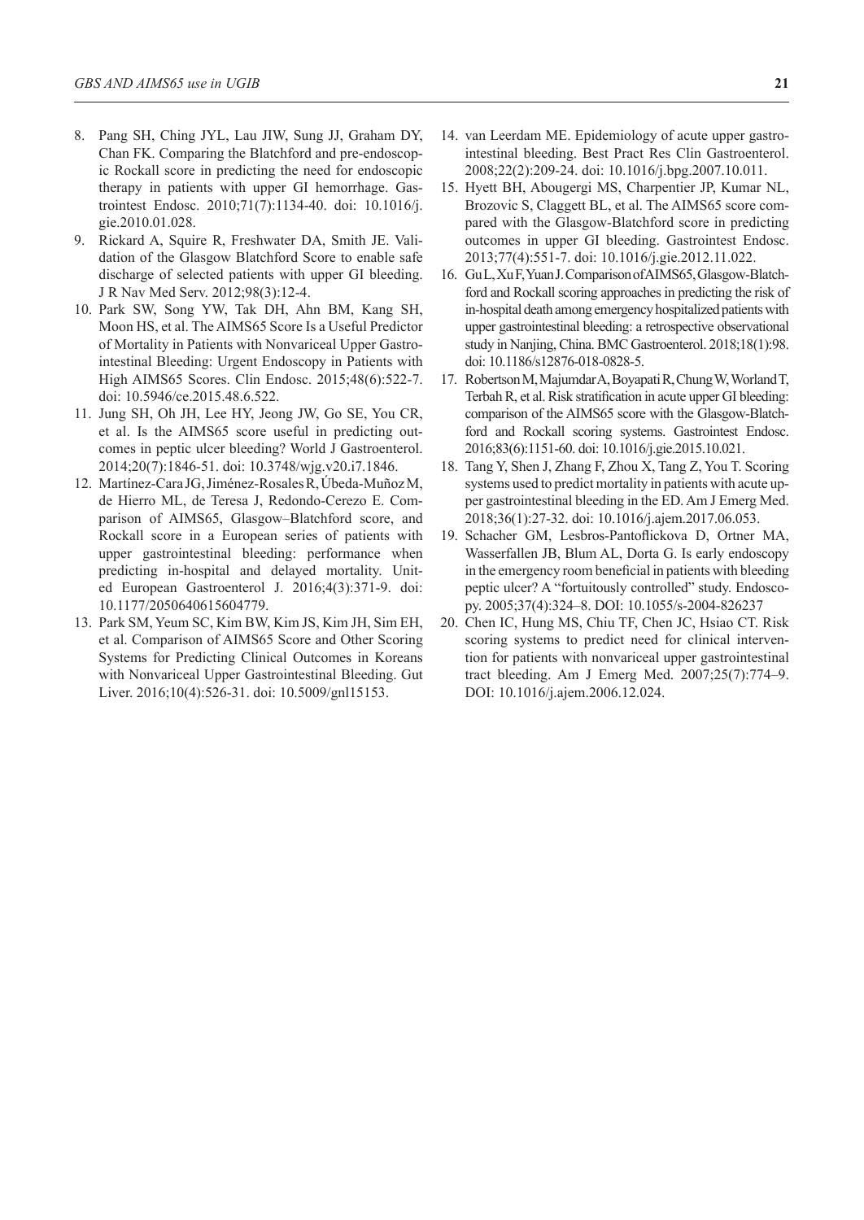8. Pang SH, Ching JYL, Lau JIW, Sung JJ, Graham DY, Chan FK. Comparing the Blatchford and pre-endoscopic Rockall score in predicting the need for endoscopic therapy in patients with upper GI hemorrhage. Gastrointest Endosc. 2010;71(7):1134-40. doi: 10.1016/j.gie.2010.01.028.
9. Rickard A, Squire R, Freshwater DA, Smith JE. Validation of the Glasgow Blatchford Score to enable safe discharge of selected patients with upper GI bleeding. J R Nav Med Serv. 2012;98(3):12-4.
10. Park SW, Song YW, Tak DH, Ahn BM, Kang SH, Moon HS, et al. The AIMS65 Score Is a Useful Predictor of Mortality in Patients with Nonvariceal Upper Gastrointestinal Bleeding: Urgent Endoscopy in Patients with High AIMS65 Scores. Clin Endosc. 2015;48(6):522-7. doi: 10.5946/ce.2015.48.6.522.
11. Jung SH, Oh JH, Lee HY, Jeong JW, Go SE, You CR, et al. Is the AIMS65 score useful in predicting outcomes in peptic ulcer bleeding? World J Gastroenterol. 2014;20(7):1846-51. doi: 10.3748/wjg.v20.i7.1846.
12. Martínez-Cara JG, Jiménez-Rosales R, Úbeda-Muñoz M, de Hierro ML, de Teresa J, Redondo-Cerezo E. Comparison of AIMS65, Glasgow–Blatchford score, and Rockall score in a European series of patients with upper gastrointestinal bleeding: performance when predicting in-hospital and delayed mortality. United European Gastroenterol J. 2016;4(3):371-9. doi: 10.1177/2050640615604779.
13. Park SM, Yeum SC, Kim BW, Kim JS, Kim JH, Sim EH, et al. Comparison of AIMS65 Score and Other Scoring Systems for Predicting Clinical Outcomes in Koreans with Nonvariceal Upper Gastrointestinal Bleeding. Gut Liver. 2016;10(4):526-31. doi: 10.5009/gnl15153.
14. van Leerdam ME. Epidemiology of acute upper gastrointestinal bleeding. Best Pract Res Clin Gastroenterol. 2008;22(2):209-24. doi: 10.1016/j.bpg.2007.10.011.
15. Hyett BH, Abougergi MS, Charpentier JP, Kumar NL, Brozovic S, Claggett BL, et al. The AIMS65 score compared with the Glasgow-Blatchford score in predicting outcomes in upper GI bleeding. Gastrointest Endosc. 2013;77(4):551-7. doi: 10.1016/j.gie.2012.11.022.
16. Gu L, Xu F, Yuan J. Comparison of AIMS65, Glasgow-Blatchford and Rockall scoring approaches in predicting the risk of in-hospital death among emergency hospitalized patients with upper gastrointestinal bleeding: a retrospective observational study in Nanjing, China. BMC Gastroenterol. 2018;18(1):98. doi: 10.1186/s12876-018-0828-5.
17. Robertson M, Majumdar A, Boyapati R, Chung W, Worland T, Terbah R, et al. Risk stratification in acute upper GI bleeding: comparison of the AIMS65 score with the Glasgow-Blatchford and Rockall scoring systems. Gastrointest Endosc. 2016;83(6):1151-60. doi: 10.1016/j.gie.2015.10.021.
18. Tang Y, Shen J, Zhang F, Zhou X, Tang Z, You T. Scoring systems used to predict mortality in patients with acute upper gastrointestinal bleeding in the ED. Am J Emerg Med. 2018;36(1):27-32. doi: 10.1016/j.ajem.2017.06.053.
19. Schacher GM, Lesbros-Pantoflickova D, Ortner MA, Wasserfallen JB, Blum AL, Dorta G. Is early endoscopy in the emergency room beneficial in patients with bleeding peptic ulcer? A "fortuitously controlled" study. Endoscopy. 2005;37(4):324–8. DOI: 10.1055/s-2004-826237
20. Chen IC, Hung MS, Chiu TF, Chen JC, Hsiao CT. Risk scoring systems to predict need for clinical intervention for patients with nonvariceal upper gastrointestinal tract bleeding. Am J Emerg Med. 2007;25(7):774–9. DOI: 10.1016/j.ajem.2006.12.024.